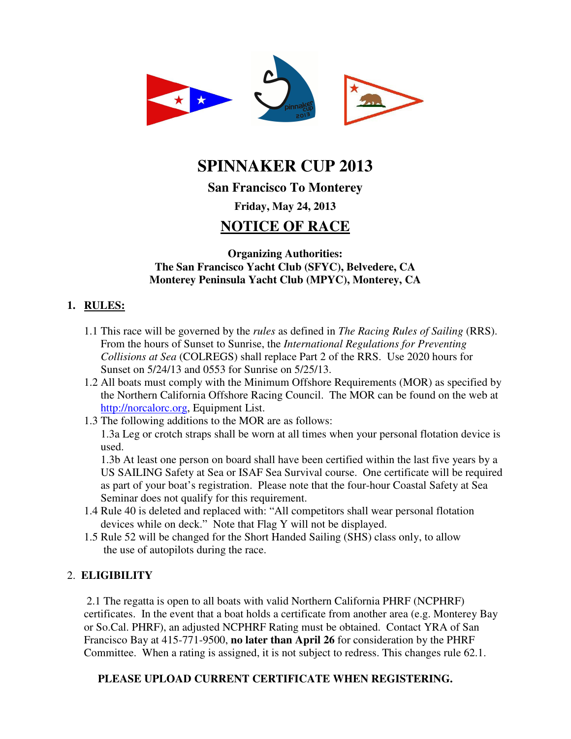# SPINNAKER CUP 2013

### San Francisco To Monterey

**Friday, May 24, 2013**

## NOTICE OF RACE

**Organizing Authorities:**
**The San Francisco Yacht Club (SFYC), Belvedere, CA**
**Monterey Peninsula Yacht Club (MPYC), Monterey, CA**

### 1. RULES:

1.1 This race will be governed by the *rules* as defined in *The Racing Rules of Sailing* (RRS). From the hours of Sunset to Sunrise, the *International Regulations for Preventing Collisions at Sea* (COLREGS) shall replace Part 2 of the RRS. Use 2020 hours for Sunset on 5/24/13 and 0553 for Sunrise on 5/25/13.

1.2 All boats must comply with the Minimum Offshore Requirements (MOR) as specified by the Northern California Offshore Racing Council. The MOR can be found on the web at http://norcalorc.org, Equipment List.

1.3 The following additions to the MOR are as follows:

1.3a Leg or crotch straps shall be worn at all times when your personal flotation device is used.

1.3b At least one person on board shall have been certified within the last five years by a US SAILING Safety at Sea or ISAF Sea Survival course. One certificate will be required as part of your boat's registration. Please note that the four-hour Coastal Safety at Sea Seminar does not qualify for this requirement.

1.4 Rule 40 is deleted and replaced with: "All competitors shall wear personal flotation devices while on deck." Note that Flag Y will not be displayed.

1.5 Rule 52 will be changed for the Short Handed Sailing (SHS) class only, to allow the use of autopilots during the race.

### 2. ELIGIBILITY

2.1 The regatta is open to all boats with valid Northern California PHRF (NCPHRF) certificates. In the event that a boat holds a certificate from another area (e.g. Monterey Bay or So.Cal. PHRF), an adjusted NCPHRF Rating must be obtained. Contact YRA of San Francisco Bay at 415-771-9500, **no later than April 26** for consideration by the PHRF Committee. When a rating is assigned, it is not subject to redress. This changes rule 62.1.

**PLEASE UPLOAD CURRENT CERTIFICATE WHEN REGISTERING.**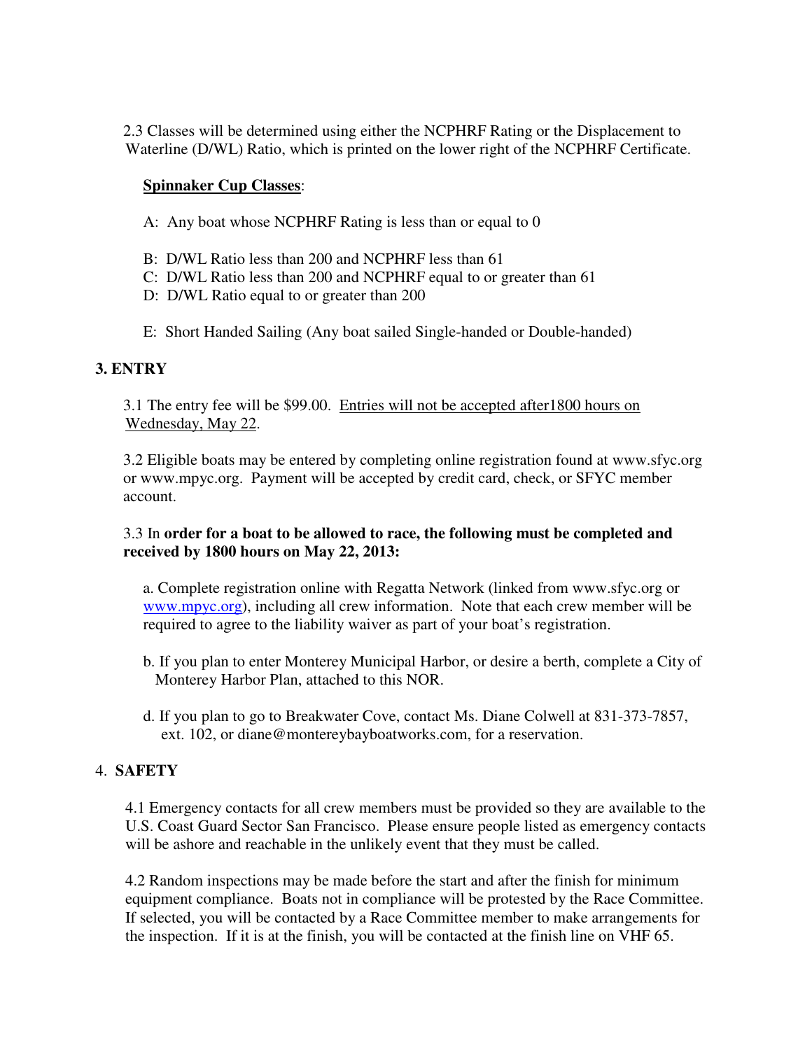2.3 Classes will be determined using either the NCPHRF Rating or the Displacement to Waterline (D/WL) Ratio, which is printed on the lower right of the NCPHRF Certificate.

**Spinnaker Cup Classes**:

A: Any boat whose NCPHRF Rating is less than or equal to 0

B: D/WL Ratio less than 200 and NCPHRF less than 61
C: D/WL Ratio less than 200 and NCPHRF equal to or greater than 61
D: D/WL Ratio equal to or greater than 200

E: Short Handed Sailing (Any boat sailed Single-handed or Double-handed)

## 3. ENTRY

3.1 The entry fee will be $99.00. Entries will not be accepted after1800 hours on Wednesday, May 22.

3.2 Eligible boats may be entered by completing online registration found at www.sfyc.org or www.mpyc.org. Payment will be accepted by credit card, check, or SFYC member account.

3.3 In **order for a boat to be allowed to race, the following must be completed and received by 1800 hours on May 22, 2013:**

a. Complete registration online with Regatta Network (linked from www.sfyc.org or www.mpyc.org), including all crew information. Note that each crew member will be required to agree to the liability waiver as part of your boat's registration.

b. If you plan to enter Monterey Municipal Harbor, or desire a berth, complete a City of Monterey Harbor Plan, attached to this NOR.

d. If you plan to go to Breakwater Cove, contact Ms. Diane Colwell at 831-373-7857, ext. 102, or diane@montereybayboatworks.com, for a reservation.

## 4. SAFETY

4.1 Emergency contacts for all crew members must be provided so they are available to the U.S. Coast Guard Sector San Francisco. Please ensure people listed as emergency contacts will be ashore and reachable in the unlikely event that they must be called.

4.2 Random inspections may be made before the start and after the finish for minimum equipment compliance. Boats not in compliance will be protested by the Race Committee. If selected, you will be contacted by a Race Committee member to make arrangements for the inspection. If it is at the finish, you will be contacted at the finish line on VHF 65.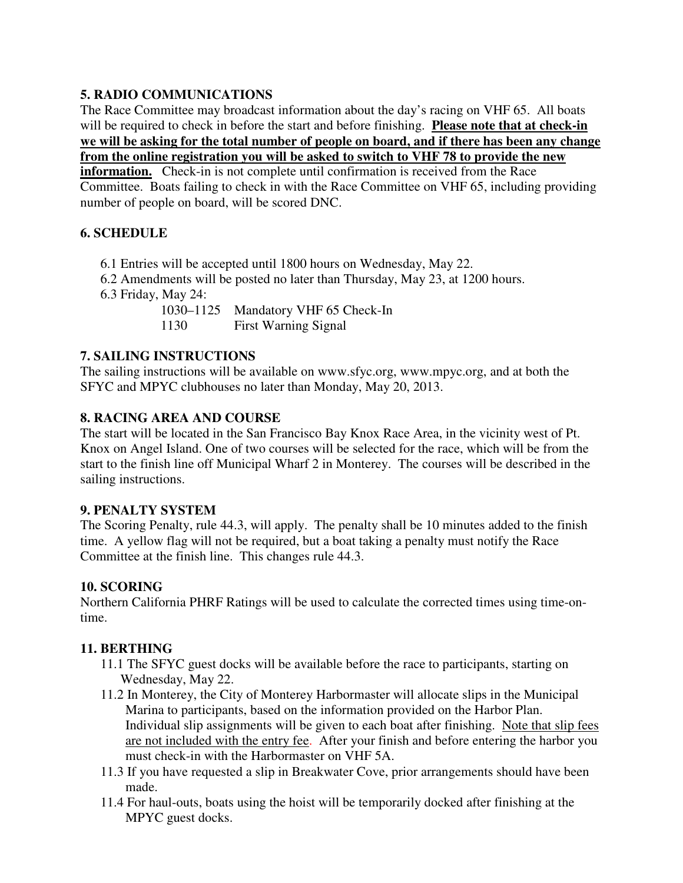## 5. RADIO COMMUNICATIONS

The Race Committee may broadcast information about the day's racing on VHF 65. All boats will be required to check in before the start and before finishing. **Please note that at check-in we will be asking for the total number of people on board, and if there has been any change from the online registration you will be asked to switch to VHF 78 to provide the new information.** Check-in is not complete until confirmation is received from the Race Committee. Boats failing to check in with the Race Committee on VHF 65, including providing number of people on board, will be scored DNC.

## 6. SCHEDULE

6.1 Entries will be accepted until 1800 hours on Wednesday, May 22.

6.2 Amendments will be posted no later than Thursday, May 23, at 1200 hours.

6.3 Friday, May 24:

| | |
|---|---|
| 1030–1125 | Mandatory VHF 65 Check-In |
| 1130 | First Warning Signal |

## 7. SAILING INSTRUCTIONS

The sailing instructions will be available on www.sfyc.org, www.mpyc.org, and at both the SFYC and MPYC clubhouses no later than Monday, May 20, 2013.

## 8. RACING AREA AND COURSE

The start will be located in the San Francisco Bay Knox Race Area, in the vicinity west of Pt. Knox on Angel Island. One of two courses will be selected for the race, which will be from the start to the finish line off Municipal Wharf 2 in Monterey. The courses will be described in the sailing instructions.

## 9. PENALTY SYSTEM

The Scoring Penalty, rule 44.3, will apply. The penalty shall be 10 minutes added to the finish time. A yellow flag will not be required, but a boat taking a penalty must notify the Race Committee at the finish line. This changes rule 44.3.

## 10. SCORING

Northern California PHRF Ratings will be used to calculate the corrected times using time-on-time.

## 11. BERTHING

11.1 The SFYC guest docks will be available before the race to participants, starting on Wednesday, May 22.

11.2 In Monterey, the City of Monterey Harbormaster will allocate slips in the Municipal Marina to participants, based on the information provided on the Harbor Plan. Individual slip assignments will be given to each boat after finishing. Note that slip fees are not included with the entry fee. After your finish and before entering the harbor you must check-in with the Harbormaster on VHF 5A.

11.3 If you have requested a slip in Breakwater Cove, prior arrangements should have been made.

11.4 For haul-outs, boats using the hoist will be temporarily docked after finishing at the MPYC guest docks.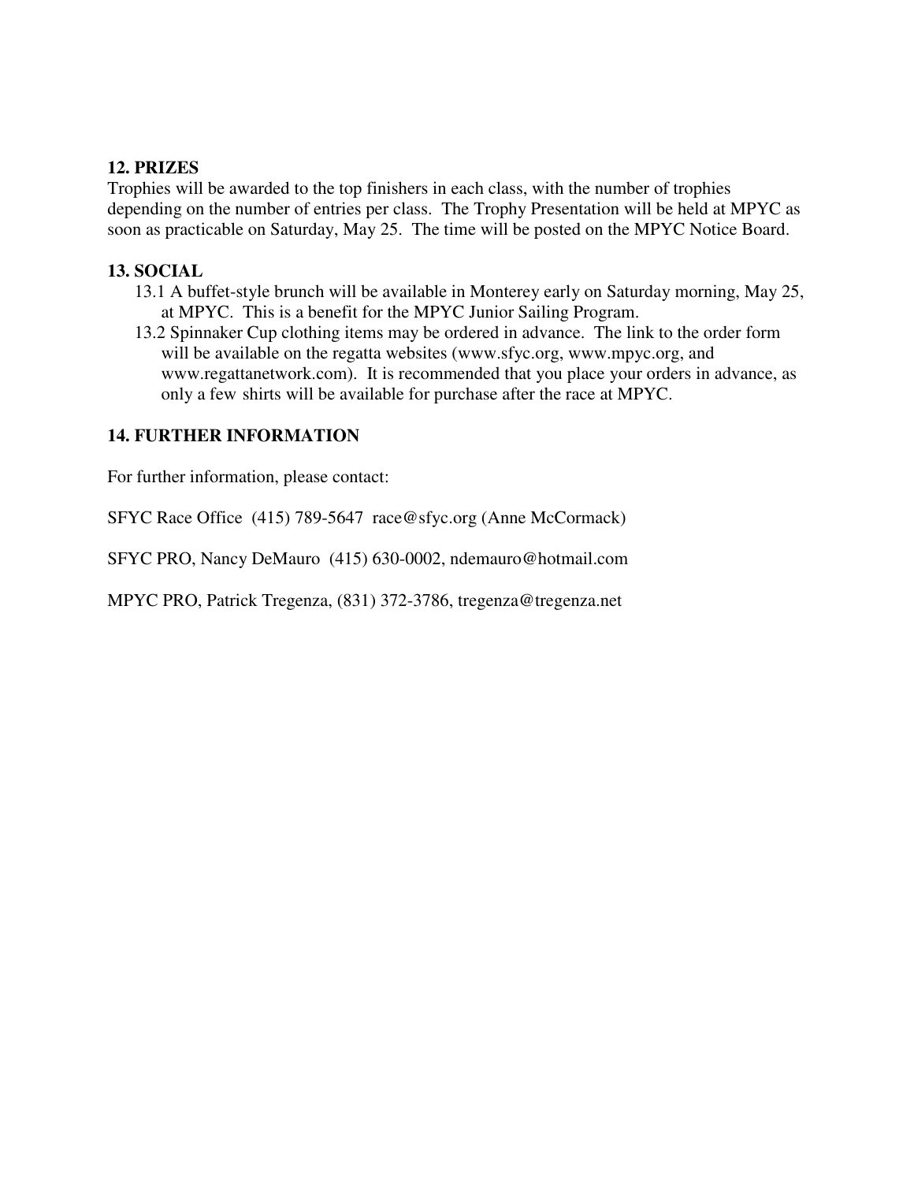## 12. PRIZES

Trophies will be awarded to the top finishers in each class, with the number of trophies depending on the number of entries per class. The Trophy Presentation will be held at MPYC as soon as practicable on Saturday, May 25. The time will be posted on the MPYC Notice Board.

## 13. SOCIAL

13.1 A buffet-style brunch will be available in Monterey early on Saturday morning, May 25, at MPYC. This is a benefit for the MPYC Junior Sailing Program.

13.2 Spinnaker Cup clothing items may be ordered in advance. The link to the order form will be available on the regatta websites (www.sfyc.org, www.mpyc.org, and www.regattanetwork.com). It is recommended that you place your orders in advance, as only a few shirts will be available for purchase after the race at MPYC.

## 14. FURTHER INFORMATION

For further information, please contact:

SFYC Race Office (415) 789-5647 race@sfyc.org (Anne McCormack)

SFYC PRO, Nancy DeMauro (415) 630-0002, ndemauro@hotmail.com

MPYC PRO, Patrick Tregenza, (831) 372-3786, tregenza@tregenza.net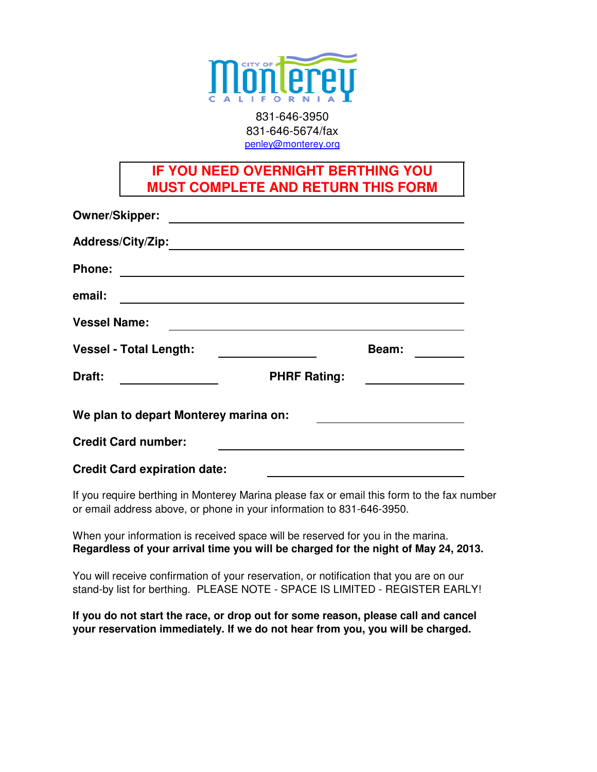City of Monterey California

831-646-3950
831-646-5674/fax
penley@monterey.org

**IF YOU NEED OVERNIGHT BERTHING YOU MUST COMPLETE AND RETURN THIS FORM**

**Owner/Skipper:** ______________________________

**Address/City/Zip:** ______________________________

**Phone:** ______________________________

**email:** ______________________________

**Vessel Name:** ______________________________

**Vessel - Total Length:** ______________ **Beam:** ________

**Draft:** ______________ **PHRF Rating:** ______________

**We plan to depart Monterey marina on:** ______________

**Credit Card number:** ______________________________

**Credit Card expiration date:** ______________________

If you require berthing in Monterey Marina please fax or email this form to the fax number or email address above, or phone in your information to 831-646-3950.

When your information is received space will be reserved for you in the marina. **Regardless of your arrival time you will be charged for the night of May 24, 2013.**

You will receive confirmation of your reservation, or notification that you are on our stand-by list for berthing. PLEASE NOTE - SPACE IS LIMITED - REGISTER EARLY!

**If you do not start the race, or drop out for some reason, please call and cancel your reservation immediately. If we do not hear from you, you will be charged.**